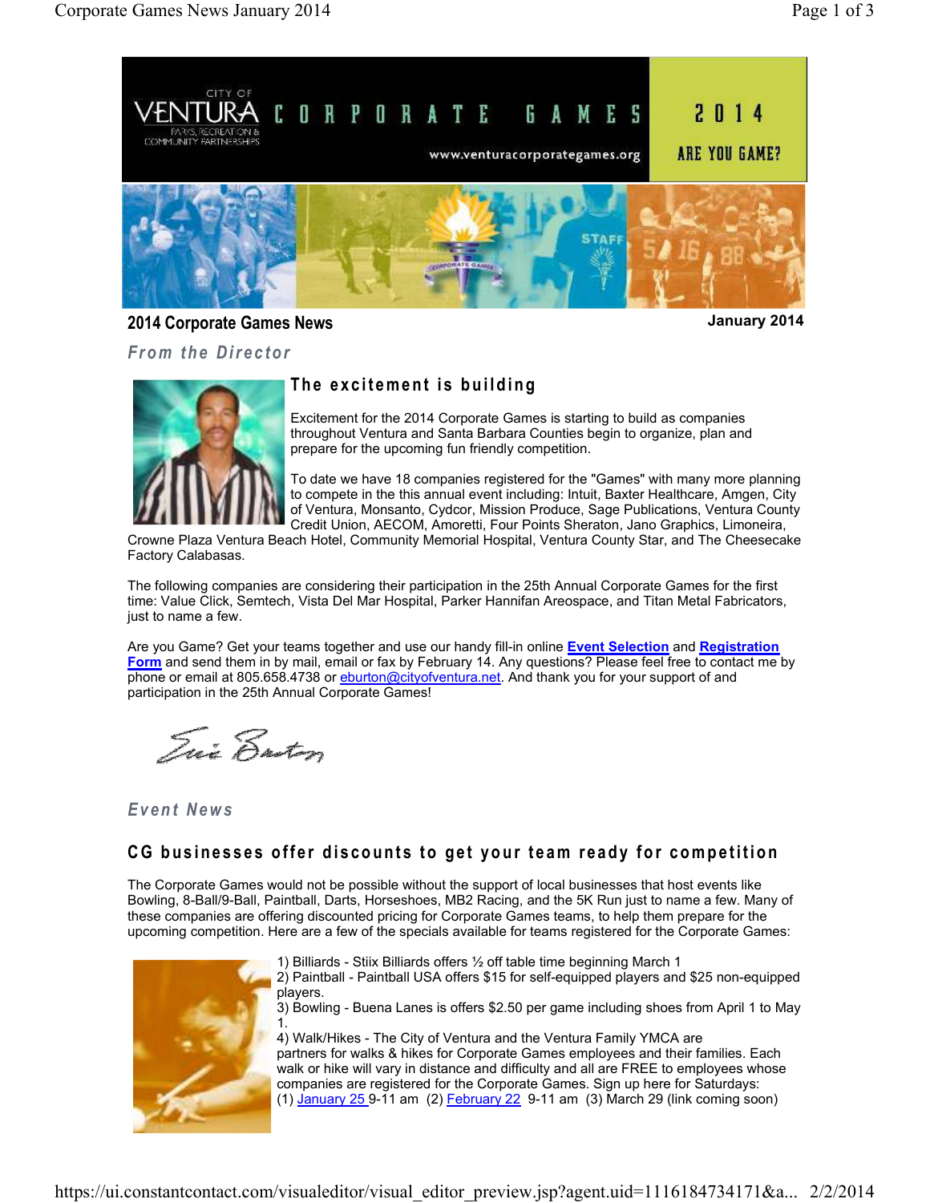CITY OF VENTURA PARKS, RECREATION & COMMUNITY PARTNERSHIPS

# CORPORATE GAMES 2014

www.venturacorporategames.org

ARE YOU GAME?

## 2014 Corporate Games News

January 2014

### From the Director

### The excitement is building

Excitement for the 2014 Corporate Games is starting to build as companies throughout Ventura and Santa Barbara Counties begin to organize, plan and prepare for the upcoming fun friendly competition.

To date we have 18 companies registered for the "Games" with many more planning to compete in the this annual event including: Intuit, Baxter Healthcare, Amgen, City of Ventura, Monsanto, Cydcor, Mission Produce, Sage Publications, Ventura County Credit Union, AECOM, Amoretti, Four Points Sheraton, Jano Graphics, Limoneira, Crowne Plaza Ventura Beach Hotel, Community Memorial Hospital, Ventura County Star, and The Cheesecake Factory Calabasas.

The following companies are considering their participation in the 25th Annual Corporate Games for the first time: Value Click, Semtech, Vista Del Mar Hospital, Parker Hannifan Areospace, and Titan Metal Fabricators, just to name a few.

Are you Game? Get your teams together and use our handy fill-in online **Event Selection** and **Registration Form** and send them in by mail, email or fax by February 14. Any questions? Please feel free to contact me by phone or email at 805.658.4738 or eburton@cityofventura.net. And thank you for your support of and participation in the 25th Annual Corporate Games!

Eric Burton

### Event News

### CG businesses offer discounts to get your team ready for competition

The Corporate Games would not be possible without the support of local businesses that host events like Bowling, 8-Ball/9-Ball, Paintball, Darts, Horseshoes, MB2 Racing, and the 5K Run just to name a few. Many of these companies are offering discounted pricing for Corporate Games teams, to help them prepare for the upcoming competition. Here are a few of the specials available for teams registered for the Corporate Games:

1) Billiards - Stiix Billiards offers ½ off table time beginning March 1
2) Paintball - Paintball USA offers $15 for self-equipped players and $25 non-equipped players.
3) Bowling - Buena Lanes is offers $2.50 per game including shoes from April 1 to May 1.
4) Walk/Hikes - The City of Ventura and the Ventura Family YMCA are partners for walks & hikes for Corporate Games employees and their families. Each walk or hike will vary in distance and difficulty and all are FREE to employees whose companies are registered for the Corporate Games. Sign up here for Saturdays:
(1) January 25 9-11 am (2) February 22 9-11 am (3) March 29 (link coming soon)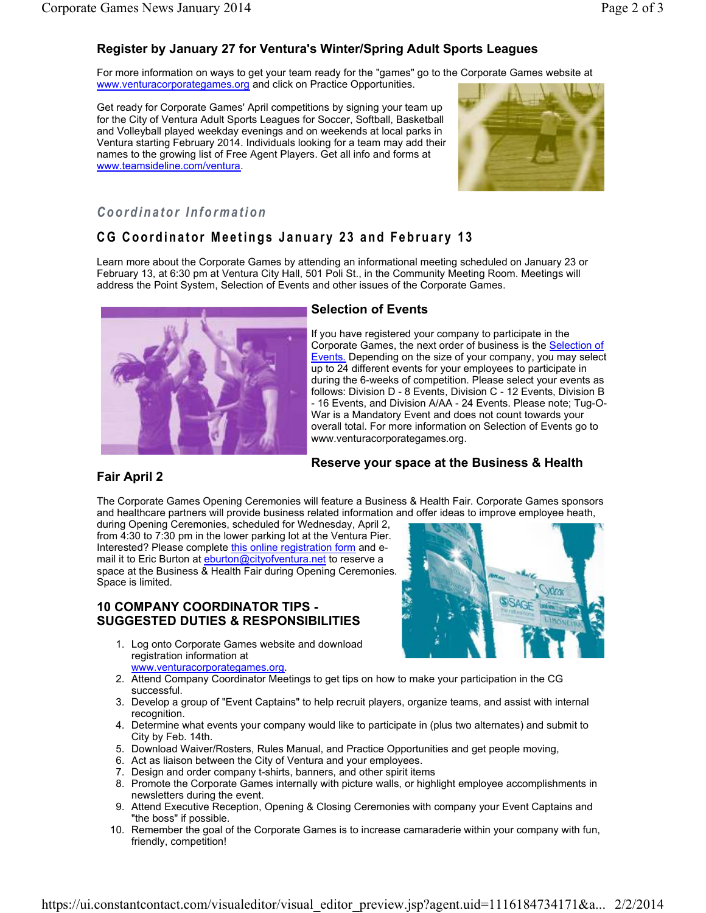## Register by January 27 for Ventura's Winter/Spring Adult Sports Leagues

For more information on ways to get your team ready for the "games" go to the Corporate Games website at www.venturacorporategames.org and click on Practice Opportunities.

Get ready for Corporate Games' April competitions by signing your team up for the City of Ventura Adult Sports Leagues for Soccer, Softball, Basketball and Volleyball played weekday evenings and on weekends at local parks in Ventura starting February 2014. Individuals looking for a team may add their names to the growing list of Free Agent Players. Get all info and forms at www.teamsideline.com/ventura.

## *Coordinator Information*

## CG Coordinator Meetings January 23 and February 13

Learn more about the Corporate Games by attending an informational meeting scheduled on January 23 or February 13, at 6:30 pm at Ventura City Hall, 501 Poli St., in the Community Meeting Room. Meetings will address the Point System, Selection of Events and other issues of the Corporate Games.

### Selection of Events

If you have registered your company to participate in the Corporate Games, the next order of business is the Selection of Events. Depending on the size of your company, you may select up to 24 different events for your employees to participate in during the 6-weeks of competition. Please select your events as follows: Division D - 8 Events, Division C - 12 Events, Division B - 16 Events, and Division A/AA - 24 Events. Please note; Tug-O-War is a Mandatory Event and does not count towards your overall total. For more information on Selection of Events go to www.venturacorporategames.org.

### Reserve your space at the Business & Health Fair April 2

The Corporate Games Opening Ceremonies will feature a Business & Health Fair. Corporate Games sponsors and healthcare partners will provide business related information and offer ideas to improve employee heath, during Opening Ceremonies, scheduled for Wednesday, April 2, from 4:30 to 7:30 pm in the lower parking lot at the Ventura Pier. Interested? Please complete this online registration form and e-mail it to Eric Burton at eburton@cityofventura.net to reserve a space at the Business & Health Fair during Opening Ceremonies. Space is limited.

### 10 COMPANY COORDINATOR TIPS - SUGGESTED DUTIES & RESPONSIBILITIES

1. Log onto Corporate Games website and download registration information at www.venturacorporategames.org.
2. Attend Company Coordinator Meetings to get tips on how to make your participation in the CG successful.
3. Develop a group of "Event Captains" to help recruit players, organize teams, and assist with internal recognition.
4. Determine what events your company would like to participate in (plus two alternates) and submit to City by Feb. 14th.
5. Download Waiver/Rosters, Rules Manual, and Practice Opportunities and get people moving,
6. Act as liaison between the City of Ventura and your employees.
7. Design and order company t-shirts, banners, and other spirit items
8. Promote the Corporate Games internally with picture walls, or highlight employee accomplishments in newsletters during the event.
9. Attend Executive Reception, Opening & Closing Ceremonies with company your Event Captains and "the boss" if possible.
10. Remember the goal of the Corporate Games is to increase camaraderie within your company with fun, friendly, competition!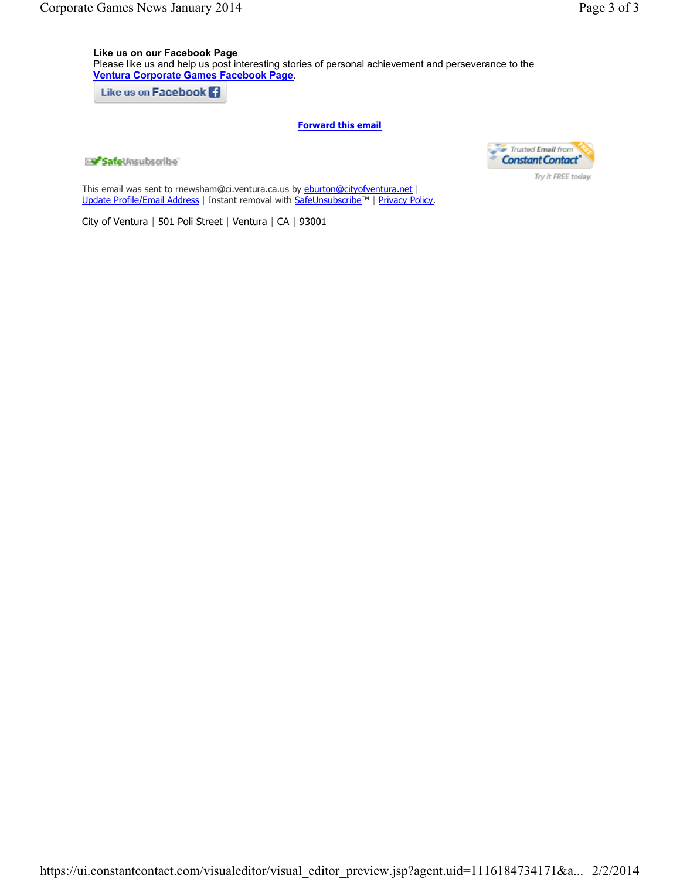**Like us on our Facebook Page**
Please like us and help us post interesting stories of personal achievement and perseverance to the **Ventura Corporate Games Facebook Page**.

Like us on Facebook

**Forward this email**

SafeUnsubscribe

Trusted Email from Constant Contact
Try it FREE today.

This email was sent to rnewsham@ci.ventura.ca.us by eburton@cityofventura.net |
Update Profile/Email Address | Instant removal with SafeUnsubscribe™ | Privacy Policy.

City of Ventura | 501 Poli Street | Ventura | CA | 93001